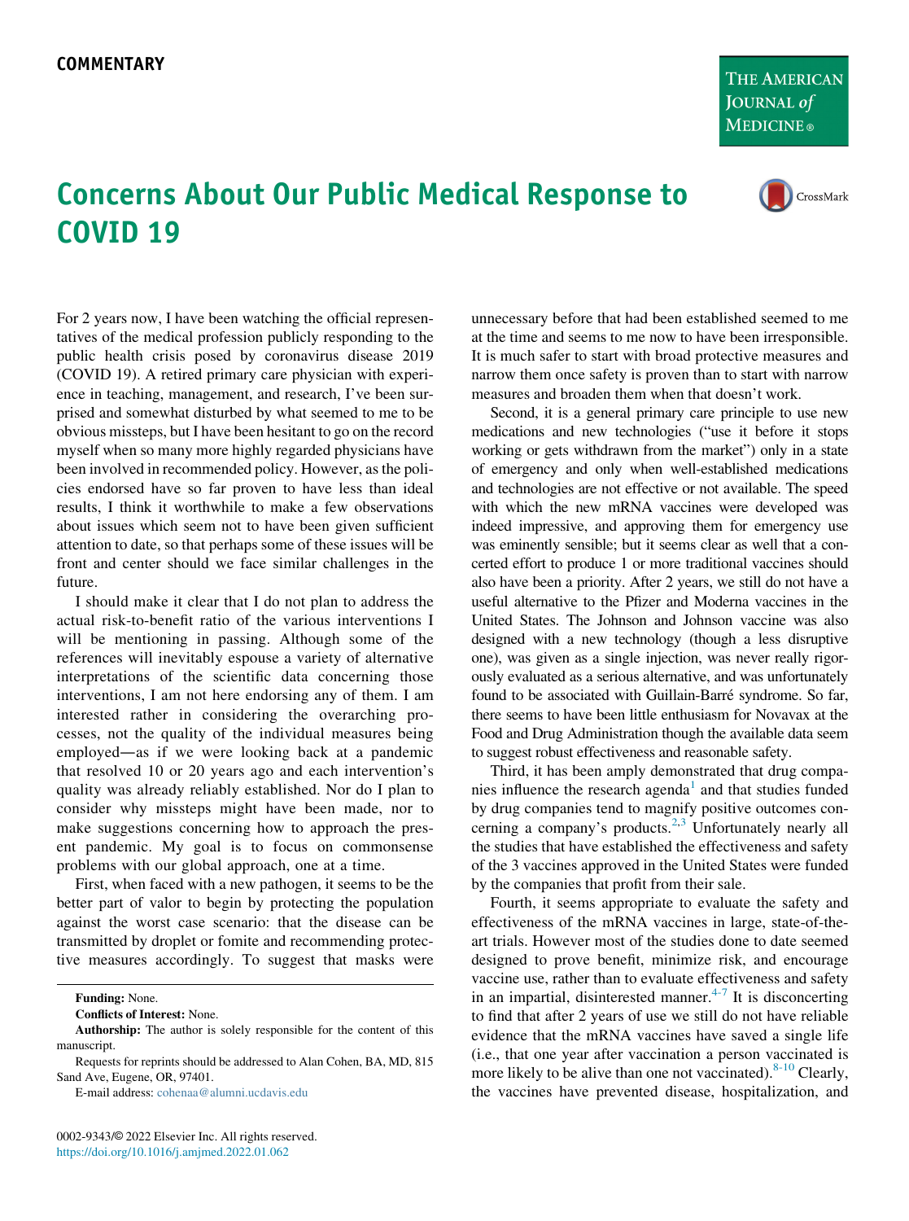COMMENTARY

# Concerns About Our Public Medical Response to COVID 19

For 2 years now, I have been watching the official representatives of the medical profession publicly responding to the public health crisis posed by coronavirus disease 2019 (COVID 19). A retired primary care physician with experience in teaching, management, and research, I've been surprised and somewhat disturbed by what seemed to me to be obvious missteps, but I have been hesitant to go on the record myself when so many more highly regarded physicians have been involved in recommended policy. However, as the policies endorsed have so far proven to have less than ideal results, I think it worthwhile to make a few observations about issues which seem not to have been given sufficient attention to date, so that perhaps some of these issues will be front and center should we face similar challenges in the future.

I should make it clear that I do not plan to address the actual risk-to-benefit ratio of the various interventions I will be mentioning in passing. Although some of the references will inevitably espouse a variety of alternative interpretations of the scientific data concerning those interventions, I am not here endorsing any of them. I am interested rather in considering the overarching processes, not the quality of the individual measures being employed—as if we were looking back at a pandemic that resolved 10 or 20 years ago and each intervention's quality was already reliably established. Nor do I plan to consider why missteps might have been made, nor to make suggestions concerning how to approach the present pandemic. My goal is to focus on commonsense problems with our global approach, one at a time.

First, when faced with a new pathogen, it seems to be the better part of valor to begin by protecting the population against the worst case scenario: that the disease can be transmitted by droplet or fomite and recommending protective measures accordingly. To suggest that masks were unnecessary before that had been established seemed to me at the time and seems to me now to have been irresponsible. It is much safer to start with broad protective measures and narrow them once safety is proven than to start with narrow measures and broaden them when that doesn't work.

Second, it is a general primary care principle to use new medications and new technologies ("use it before it stops working or gets withdrawn from the market") only in a state of emergency and only when well-established medications and technologies are not effective or not available. The speed with which the new mRNA vaccines were developed was indeed impressive, and approving them for emergency use was eminently sensible; but it seems clear as well that a concerted effort to produce 1 or more traditional vaccines should also have been a priority. After 2 years, we still do not have a useful alternative to the Pfizer and Moderna vaccines in the United States. The Johnson and Johnson vaccine was also designed with a new technology (though a less disruptive one), was given as a single injection, was never really rigorously evaluated as a serious alternative, and was unfortunately found to be associated with Guillain-Barré syndrome. So far, there seems to have been little enthusiasm for Novavax at the Food and Drug Administration though the available data seem to suggest robust effectiveness and reasonable safety.

Third, it has been amply demonstrated that drug companies influence the research agenda[1] and that studies funded by drug companies tend to magnify positive outcomes concerning a company's products.[2,3] Unfortunately nearly all the studies that have established the effectiveness and safety of the 3 vaccines approved in the United States were funded by the companies that profit from their sale.

Fourth, it seems appropriate to evaluate the safety and effectiveness of the mRNA vaccines in large, state-of-the-art trials. However most of the studies done to date seemed designed to prove benefit, minimize risk, and encourage vaccine use, rather than to evaluate effectiveness and safety in an impartial, disinterested manner.[4-7] It is disconcerting to find that after 2 years of use we still do not have reliable evidence that the mRNA vaccines have saved a single life (i.e., that one year after vaccination a person vaccinated is more likely to be alive than one not vaccinated).[8-10] Clearly, the vaccines have prevented disease, hospitalization, and

**Funding:** None.

**Conflicts of Interest:** None.

**Authorship:** The author is solely responsible for the content of this manuscript.

Requests for reprints should be addressed to Alan Cohen, BA, MD, 815 Sand Ave, Eugene, OR, 97401.

E-mail address: cohenaa@alumni.ucdavis.edu

0002-9343/© 2022 Elsevier Inc. All rights reserved.
https://doi.org/10.1016/j.amjmed.2022.01.062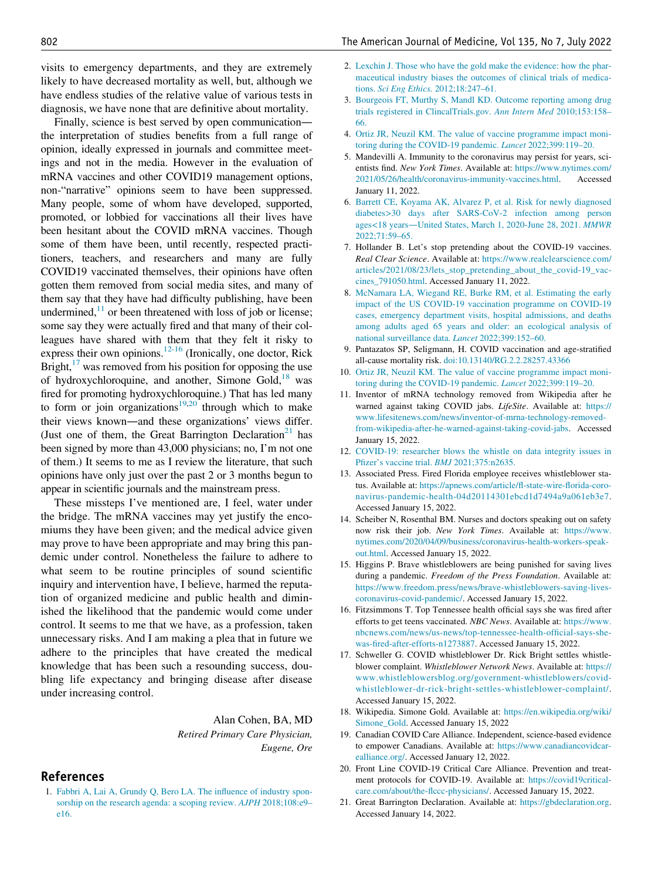visits to emergency departments, and they are extremely likely to have decreased mortality as well, but, although we have endless studies of the relative value of various tests in diagnosis, we have none that are definitive about mortality.

Finally, science is best served by open communication—the interpretation of studies benefits from a full range of opinion, ideally expressed in journals and committee meetings and not in the media. However in the evaluation of mRNA vaccines and other COVID19 management options, non-“narrative” opinions seem to have been suppressed. Many people, some of whom have developed, supported, promoted, or lobbied for vaccinations all their lives have been hesitant about the COVID mRNA vaccines. Though some of them have been, until recently, respected practitioners, teachers, and researchers and many are fully COVID19 vaccinated themselves, their opinions have often gotten them removed from social media sites, and many of them say that they have had difficulty publishing, have been undermined,[11] or been threatened with loss of job or license; some say they were actually fired and that many of their colleagues have shared with them that they felt it risky to express their own opinions.[12-16] (Ironically, one doctor, Rick Bright,[17] was removed from his position for opposing the use of hydroxychloroquine, and another, Simone Gold,[18] was fired for promoting hydroxychloroquine.) That has led many to form or join organizations[19,20] through which to make their views known—and these organizations' views differ. (Just one of them, the Great Barrington Declaration[21] has been signed by more than 43,000 physicians; no, I'm not one of them.) It seems to me as I review the literature, that such opinions have only just over the past 2 or 3 months begun to appear in scientific journals and the mainstream press.

These missteps I've mentioned are, I feel, water under the bridge. The mRNA vaccines may yet justify the encomiums they have been given; and the medical advice given may prove to have been appropriate and may bring this pandemic under control. Nonetheless the failure to adhere to what seem to be routine principles of sound scientific inquiry and intervention have, I believe, harmed the reputation of organized medicine and public health and diminished the likelihood that the pandemic would come under control. It seems to me that we have, as a profession, taken unnecessary risks. And I am making a plea that in future we adhere to the principles that have created the medical knowledge that has been such a resounding success, doubling life expectancy and bringing disease after disease under increasing control.

Alan Cohen, BA, MD
*Retired Primary Care Physician,*
*Eugene, Ore*

## References

1. Fabbri A, Lai A, Grundy Q, Bero LA. The influence of industry sponsorship on the research agenda: a scoping review. *AJPH* 2018;108:e9–e16.
2. Lexchin J. Those who have the gold make the evidence: how the pharmaceutical industry biases the outcomes of clinical trials of medications. *Sci Eng Ethics.* 2012;18:247–61.
3. Bourgeois FT, Murthy S, Mandl KD. Outcome reporting among drug trials registered in ClincalTrials.gov. *Ann Intern Med* 2010;153:158–66.
4. Ortiz JR, Neuzil KM. The value of vaccine programme impact monitoring during the COVID-19 pandemic. *Lancet* 2022;399:119–20.
5. Mandevilli A. Immunity to the coronavirus may persist for years, scientists find. *New York Times*. Available at: https://www.nytimes.com/2021/05/26/health/coronavirus-immunity-vaccines.html. Accessed January 11, 2022.
6. Barrett CE, Koyama AK, Alvarez P, et al. Risk for newly diagnosed diabetes>30 days after SARS-CoV-2 infection among person ages<18 years—United States, March 1, 2020-June 28, 2021. *MMWR* 2022;71:59–65.
7. Hollander B. Let's stop pretending about the COVID-19 vaccines. *Real Clear Science*. Available at: https://www.realclearscience.com/articles/2021/08/23/lets_stop_pretending_about_the_covid-19_vaccines_791050.html. Accessed January 11, 2022.
8. McNamara LA, Wiegand RE, Burke RM, et al. Estimating the early impact of the US COVID-19 vaccination programme on COVID-19 cases, emergency department visits, hospital admissions, and deaths among adults aged 65 years and older: an ecological analysis of national surveillance data. *Lancet* 2022;399:152–60.
9. Pantazatos SP, Seligmann, H. COVID vaccination and age-stratified all-cause mortality risk. doi:10.13140/RG.2.2.28257.43366
10. Ortiz JR, Neuzil KM. The value of vaccine programme impact monitoring during the COVID-19 pandemic. *Lancet* 2022;399:119–20.
11. Inventor of mRNA technology removed from Wikipedia after he warned against taking COVID jabs. *LifeSite*. Available at: https://www.lifesitenews.com/news/inventor-of-mrna-technology-removed-from-wikipedia-after-he-warned-against-taking-covid-jabs. Accessed January 15, 2022.
12. COVID-19: researcher blows the whistle on data integrity issues in Pfizer's vaccine trial. *BMJ* 2021;375:n2635.
13. Associated Press. Fired Florida employee receives whistleblower status. Available at: https://apnews.com/article/fl-state-wire-florida-coronavirus-pandemic-health-04d20114301ebcd1d7494a9a061eb3e7. Accessed January 15, 2022.
14. Scheiber N, Rosenthal BM. Nurses and doctors speaking out on safety now risk their job. *New York Times*. Available at: https://www.nytimes.com/2020/04/09/business/coronavirus-health-workers-speak-out.html. Accessed January 15, 2022.
15. Higgins P. Brave whistleblowers are being punished for saving lives during a pandemic. *Freedom of the Press Foundation*. Available at: https://www.freedom.press/news/brave-whistleblowers-saving-lives-coronavirus-covid-pandemic/. Accessed January 15, 2022.
16. Fitzsimmons T. Top Tennessee health official says she was fired after efforts to get teens vaccinated. *NBC News*. Available at: https://www.nbcnews.com/news/us-news/top-tennessee-health-official-says-she-was-fired-after-efforts-n1273887. Accessed January 15, 2022.
17. Schweller G. COVID whistleblower Dr. Rick Bright settles whistleblower complaint. *Whistleblower Network News*. Available at: https://www.whistleblowersblog.org/government-whistleblowers/covid-whistleblower-dr-rick-bright-settles-whistleblower-complaint/. Accessed January 15, 2022.
18. Wikipedia. Simone Gold. Available at: https://en.wikipedia.org/wiki/Simone_Gold. Accessed January 15, 2022
19. Canadian COVID Care Alliance. Independent, science-based evidence to empower Canadians. Available at: https://www.canadiancovidcarealliance.org/. Accessed January 12, 2022.
20. Front Line COVID-19 Critical Care Alliance. Prevention and treatment protocols for COVID-19. Available at: https://covid19criticalcare.com/about/the-flccc-physicians/. Accessed January 15, 2022.
21. Great Barrington Declaration. Available at: https://gbdeclaration.org. Accessed January 14, 2022.